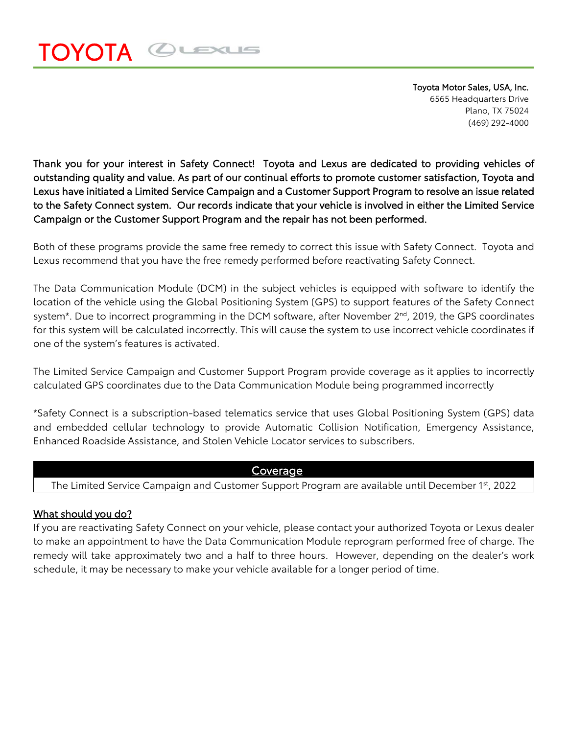TOYOTA LEXUS

**Toyota Motor Sales, USA, Inc.**
6565 Headquarters Drive
Plano, TX 75024
(469) 292-4000

**Thank you for your interest in Safety Connect! Toyota and Lexus are dedicated to providing vehicles of outstanding quality and value. As part of our continual efforts to promote customer satisfaction, Toyota and Lexus have initiated a Limited Service Campaign and a Customer Support Program to resolve an issue related to the Safety Connect system. Our records indicate that your vehicle is involved in either the Limited Service Campaign or the Customer Support Program and the repair has not been performed.**

Both of these programs provide the same free remedy to correct this issue with Safety Connect. Toyota and Lexus recommend that you have the free remedy performed before reactivating Safety Connect.

The Data Communication Module (DCM) in the subject vehicles is equipped with software to identify the location of the vehicle using the Global Positioning System (GPS) to support features of the Safety Connect system*. Due to incorrect programming in the DCM software, after November 2nd, 2019, the GPS coordinates for this system will be calculated incorrectly. This will cause the system to use incorrect vehicle coordinates if one of the system's features is activated.

The Limited Service Campaign and Customer Support Program provide coverage as it applies to incorrectly calculated GPS coordinates due to the Data Communication Module being programmed incorrectly

*Safety Connect is a subscription-based telematics service that uses Global Positioning System (GPS) data and embedded cellular technology to provide Automatic Collision Notification, Emergency Assistance, Enhanced Roadside Assistance, and Stolen Vehicle Locator services to subscribers.

| Coverage |
|---|
| The Limited Service Campaign and Customer Support Program are available until December 1st, 2022 |

**What should you do?**

If you are reactivating Safety Connect on your vehicle, please contact your authorized Toyota or Lexus dealer to make an appointment to have the Data Communication Module reprogram performed free of charge. The remedy will take approximately two and a half to three hours. However, depending on the dealer's work schedule, it may be necessary to make your vehicle available for a longer period of time.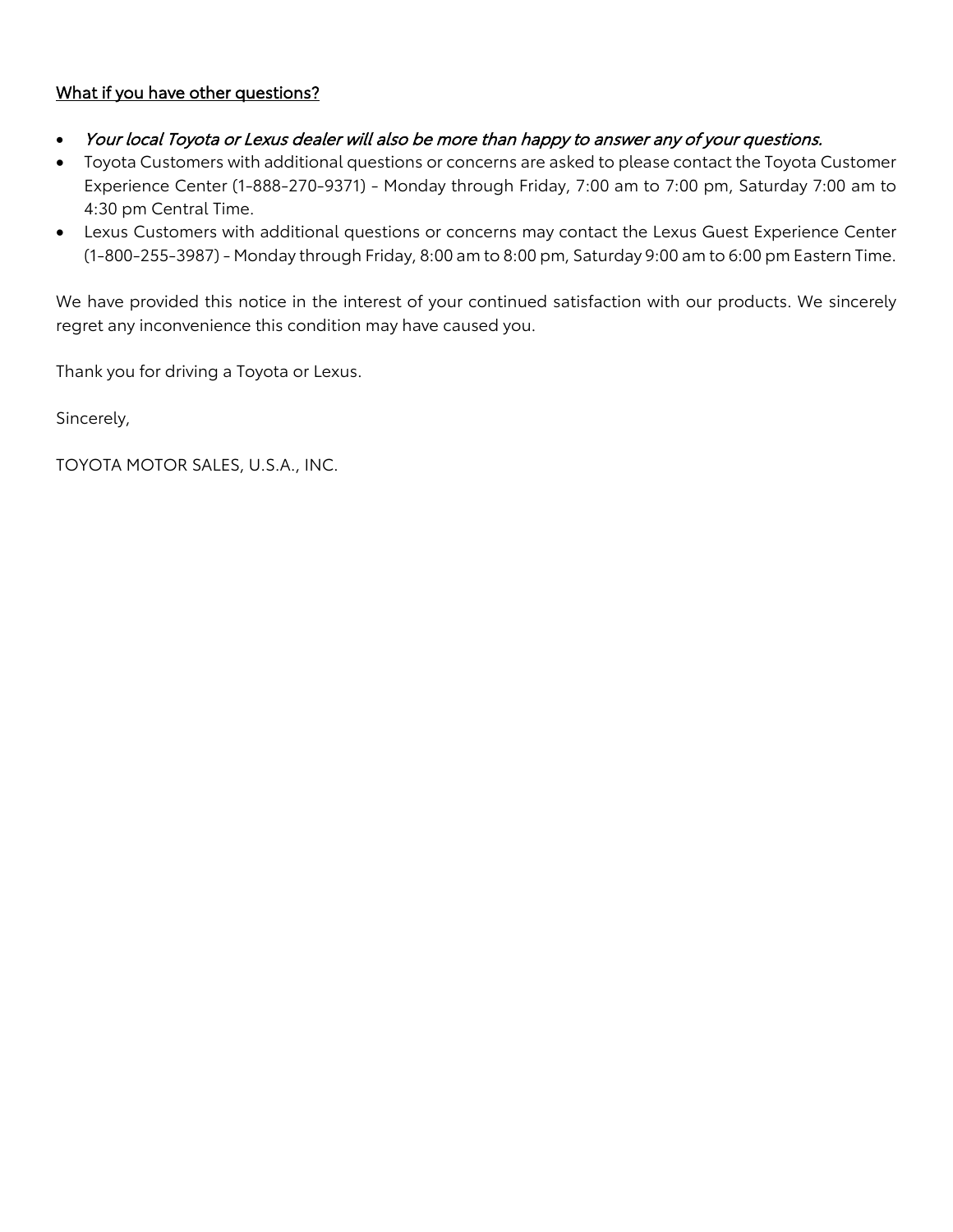<u>What if you have other questions?</u>

- *Your local Toyota or Lexus dealer will also be more than happy to answer any of your questions.*
- Toyota Customers with additional questions or concerns are asked to please contact the Toyota Customer Experience Center (1-888-270-9371) - Monday through Friday, 7:00 am to 7:00 pm, Saturday 7:00 am to 4:30 pm Central Time.
- Lexus Customers with additional questions or concerns may contact the Lexus Guest Experience Center (1-800-255-3987) - Monday through Friday, 8:00 am to 8:00 pm, Saturday 9:00 am to 6:00 pm Eastern Time.

We have provided this notice in the interest of your continued satisfaction with our products. We sincerely regret any inconvenience this condition may have caused you.

Thank you for driving a Toyota or Lexus.

Sincerely,

TOYOTA MOTOR SALES, U.S.A., INC.